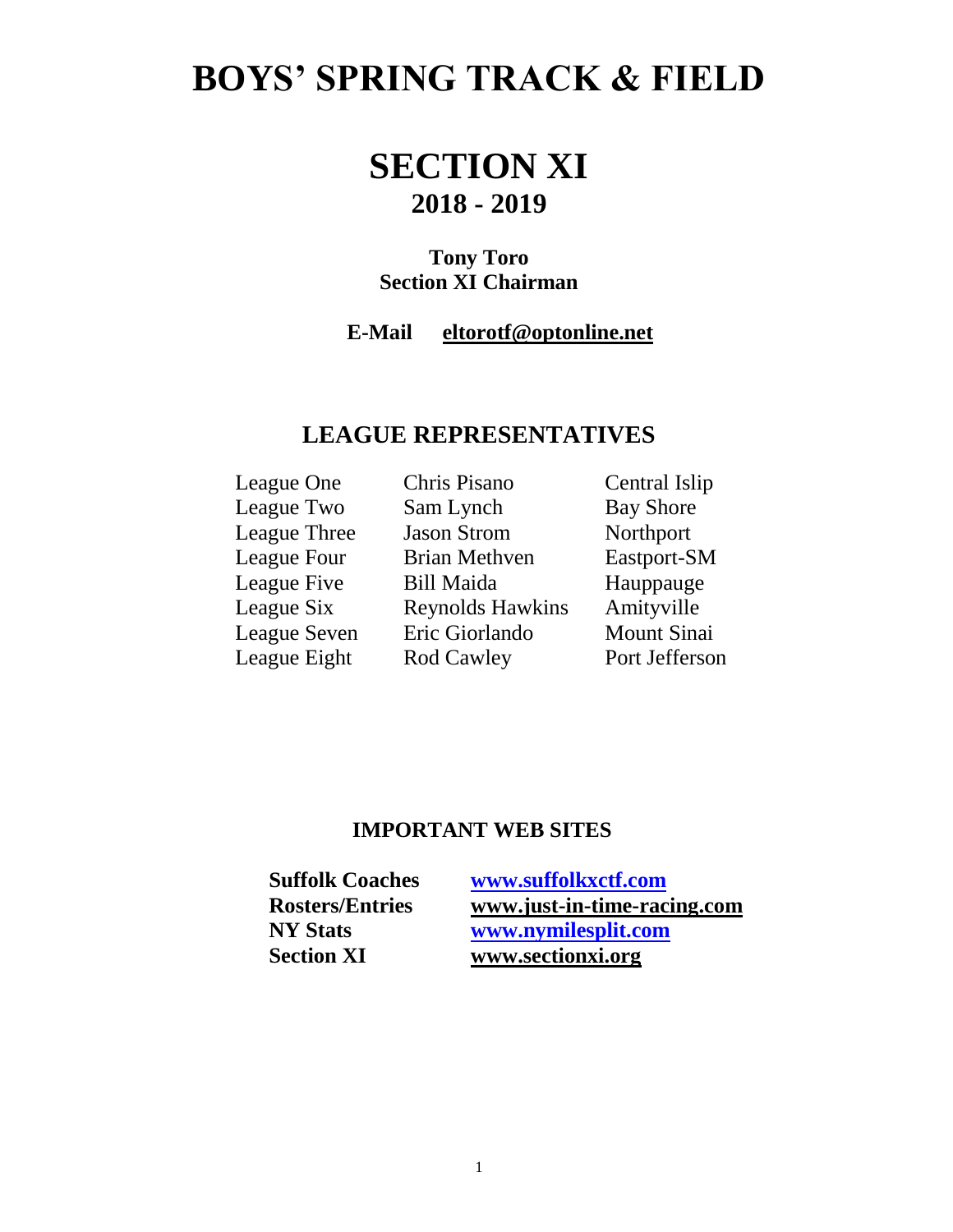# BOYS' SPRING TRACK & FIELD

# SECTION XI

## 2018 - 2019

**Tony Toro**
**Section XI Chairman**

**E-Mail** **eltorotf@optonline.net**

## LEAGUE REPRESENTATIVES

| | | |
|---|---|---|
| League One | Chris Pisano | Central Islip |
| League Two | Sam Lynch | Bay Shore |
| League Three | Jason Strom | Northport |
| League Four | Brian Methven | Eastport-SM |
| League Five | Bill Maida | Hauppauge |
| League Six | Reynolds Hawkins | Amityville |
| League Seven | Eric Giorlando | Mount Sinai |
| League Eight | Rod Cawley | Port Jefferson |

### IMPORTANT WEB SITES

| | |
|---|---|
| **Suffolk Coaches** | **www.suffolkxctf.com** |
| **Rosters/Entries** | **www.just-in-time-racing.com** |
| **NY Stats** | **www.nymilesplit.com** |
| **Section XI** | **www.sectionxi.org** |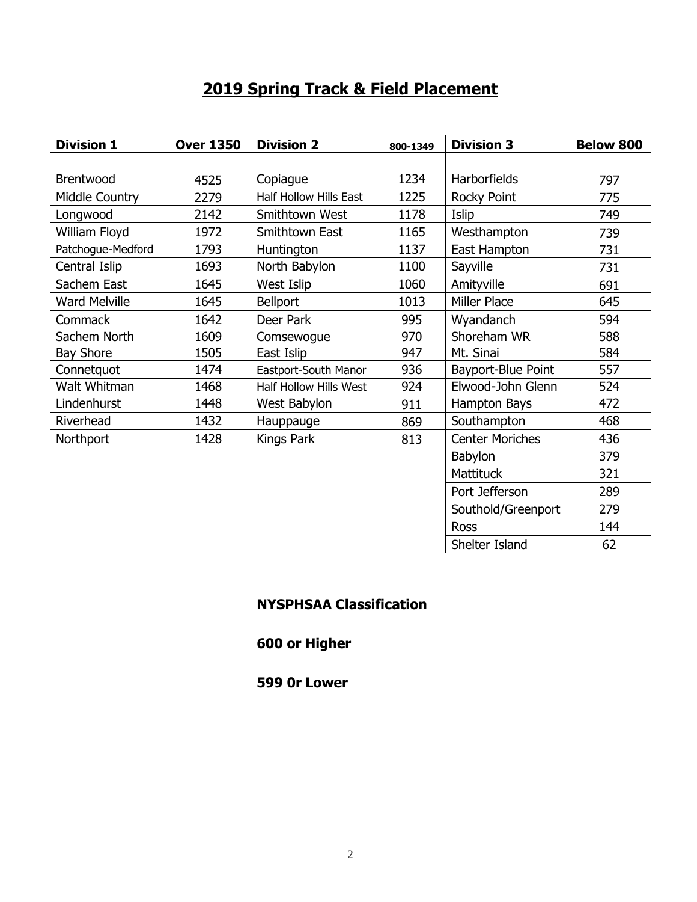## **2019 Spring Track & Field Placement**

| Division 1 | Over 1350 | Division 2 | 800-1349 | Division 3 | Below 800 |
|---|---|---|---|---|---|
| | | | | | |
| Brentwood | 4525 | Copiague | 1234 | Harborfields | 797 |
| Middle Country | 2279 | Half Hollow Hills East | 1225 | Rocky Point | 775 |
| Longwood | 2142 | Smithtown West | 1178 | Islip | 749 |
| William Floyd | 1972 | Smithtown East | 1165 | Westhampton | 739 |
| Patchogue-Medford | 1793 | Huntington | 1137 | East Hampton | 731 |
| Central Islip | 1693 | North Babylon | 1100 | Sayville | 731 |
| Sachem East | 1645 | West Islip | 1060 | Amityville | 691 |
| Ward Melville | 1645 | Bellport | 1013 | Miller Place | 645 |
| Commack | 1642 | Deer Park | 995 | Wyandanch | 594 |
| Sachem North | 1609 | Comsewogue | 970 | Shoreham WR | 588 |
| Bay Shore | 1505 | East Islip | 947 | Mt. Sinai | 584 |
| Connetquot | 1474 | Eastport-South Manor | 936 | Bayport-Blue Point | 557 |
| Walt Whitman | 1468 | Half Hollow Hills West | 924 | Elwood-John Glenn | 524 |
| Lindenhurst | 1448 | West Babylon | 911 | Hampton Bays | 472 |
| Riverhead | 1432 | Hauppauge | 869 | Southampton | 468 |
| Northport | 1428 | Kings Park | 813 | Center Moriches | 436 |
| | | | | Babylon | 379 |
| | | | | Mattituck | 321 |
| | | | | Port Jefferson | 289 |
| | | | | Southold/Greenport | 279 |
| | | | | Ross | 144 |
| | | | | Shelter Island | 62 |

**NYSPHSAA Classification**

**600 or Higher**

**599 0r Lower**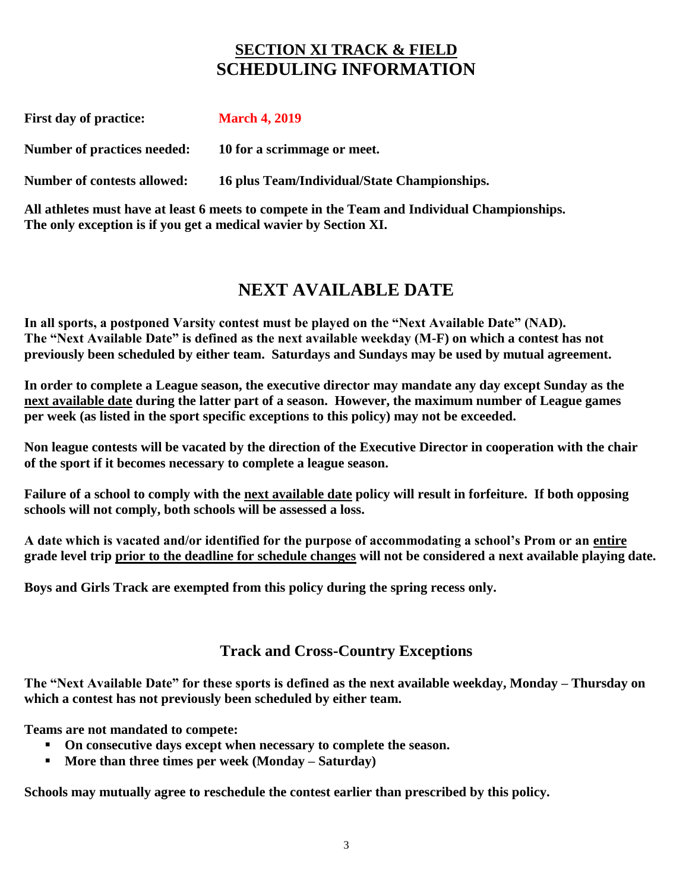# SECTION XI TRACK & FIELD
# SCHEDULING INFORMATION

**First day of practice:** **March 4, 2019**

**Number of practices needed:** **10 for a scrimmage or meet.**

**Number of contests allowed:** **16 plus Team/Individual/State Championships.**

**All athletes must have at least 6 meets to compete in the Team and Individual Championships. The only exception is if you get a medical wavier by Section XI.**

## NEXT AVAILABLE DATE

**In all sports, a postponed Varsity contest must be played on the "Next Available Date" (NAD). The "Next Available Date" is defined as the next available weekday (M-F) on which a contest has not previously been scheduled by either team. Saturdays and Sundays may be used by mutual agreement.**

**In order to complete a League season, the executive director may mandate any day except Sunday as the next available date during the latter part of a season. However, the maximum number of League games per week (as listed in the sport specific exceptions to this policy) may not be exceeded.**

**Non league contests will be vacated by the direction of the Executive Director in cooperation with the chair of the sport if it becomes necessary to complete a league season.**

**Failure of a school to comply with the next available date policy will result in forfeiture. If both opposing schools will not comply, both schools will be assessed a loss.**

**A date which is vacated and/or identified for the purpose of accommodating a school's Prom or an entire grade level trip prior to the deadline for schedule changes will not be considered a next available playing date.**

**Boys and Girls Track are exempted from this policy during the spring recess only.**

### Track and Cross-Country Exceptions

**The "Next Available Date" for these sports is defined as the next available weekday, Monday – Thursday on which a contest has not previously been scheduled by either team.**

**Teams are not mandated to compete:**

- **On consecutive days except when necessary to complete the season.**
- **More than three times per week (Monday – Saturday)**

**Schools may mutually agree to reschedule the contest earlier than prescribed by this policy.**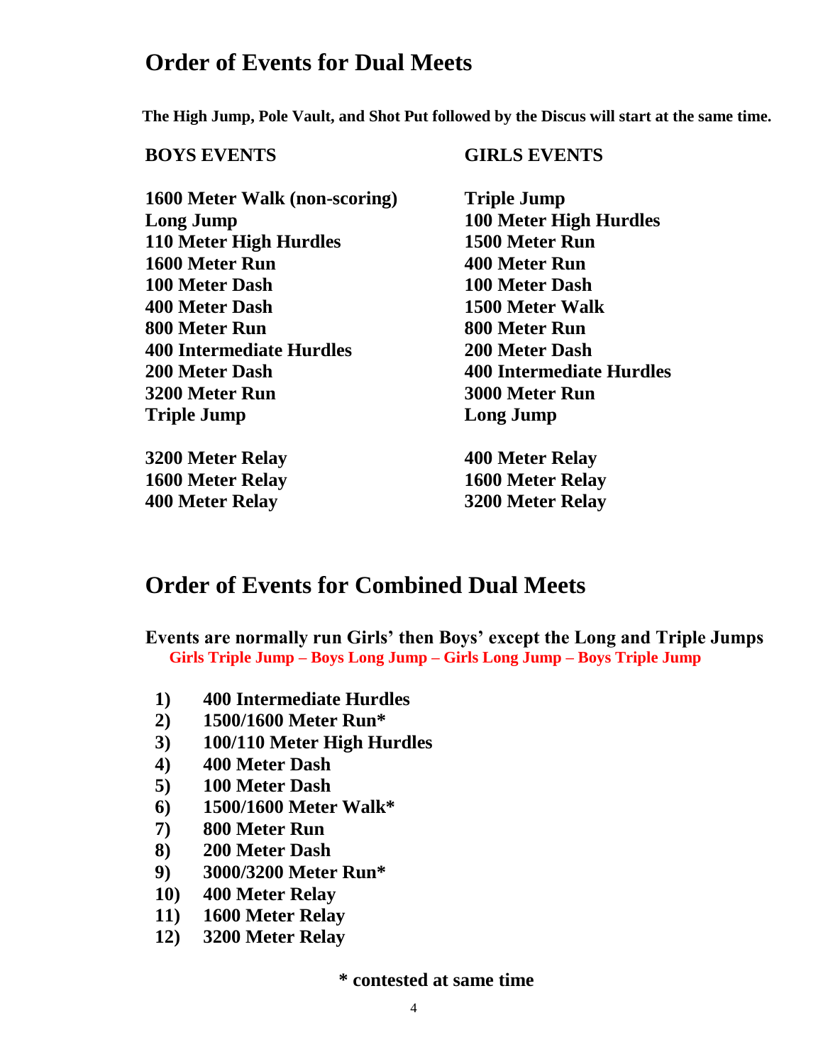# Order of Events for Dual Meets

**The High Jump, Pole Vault, and Shot Put followed by the Discus will start at the same time.**

| BOYS EVENTS | GIRLS EVENTS |
|---|---|
| 1600 Meter Walk (non-scoring) | Triple Jump |
| Long Jump | 100 Meter High Hurdles |
| 110 Meter High Hurdles | 1500 Meter Run |
| 1600 Meter Run | 400 Meter Run |
| 100 Meter Dash | 100 Meter Dash |
| 400 Meter Dash | 1500 Meter Walk |
| 800 Meter Run | 800 Meter Run |
| 400 Intermediate Hurdles | 200 Meter Dash |
| 200 Meter Dash | 400 Intermediate Hurdles |
| 3200 Meter Run | 3000 Meter Run |
| Triple Jump | Long Jump |
| 3200 Meter Relay | 400 Meter Relay |
| 1600 Meter Relay | 1600 Meter Relay |
| 400 Meter Relay | 3200 Meter Relay |

# Order of Events for Combined Dual Meets

**Events are normally run Girls' then Boys' except the Long and Triple Jumps**
**Girls Triple Jump – Boys Long Jump – Girls Long Jump – Boys Triple Jump**

1) **400 Intermediate Hurdles**
2) **1500/1600 Meter Run***
3) **100/110 Meter High Hurdles**
4) **400 Meter Dash**
5) **100 Meter Dash**
6) **1500/1600 Meter Walk***
7) **800 Meter Run**
8) **200 Meter Dash**
9) **3000/3200 Meter Run***
10) **400 Meter Relay**
11) **1600 Meter Relay**
12) **3200 Meter Relay**

**\* contested at same time**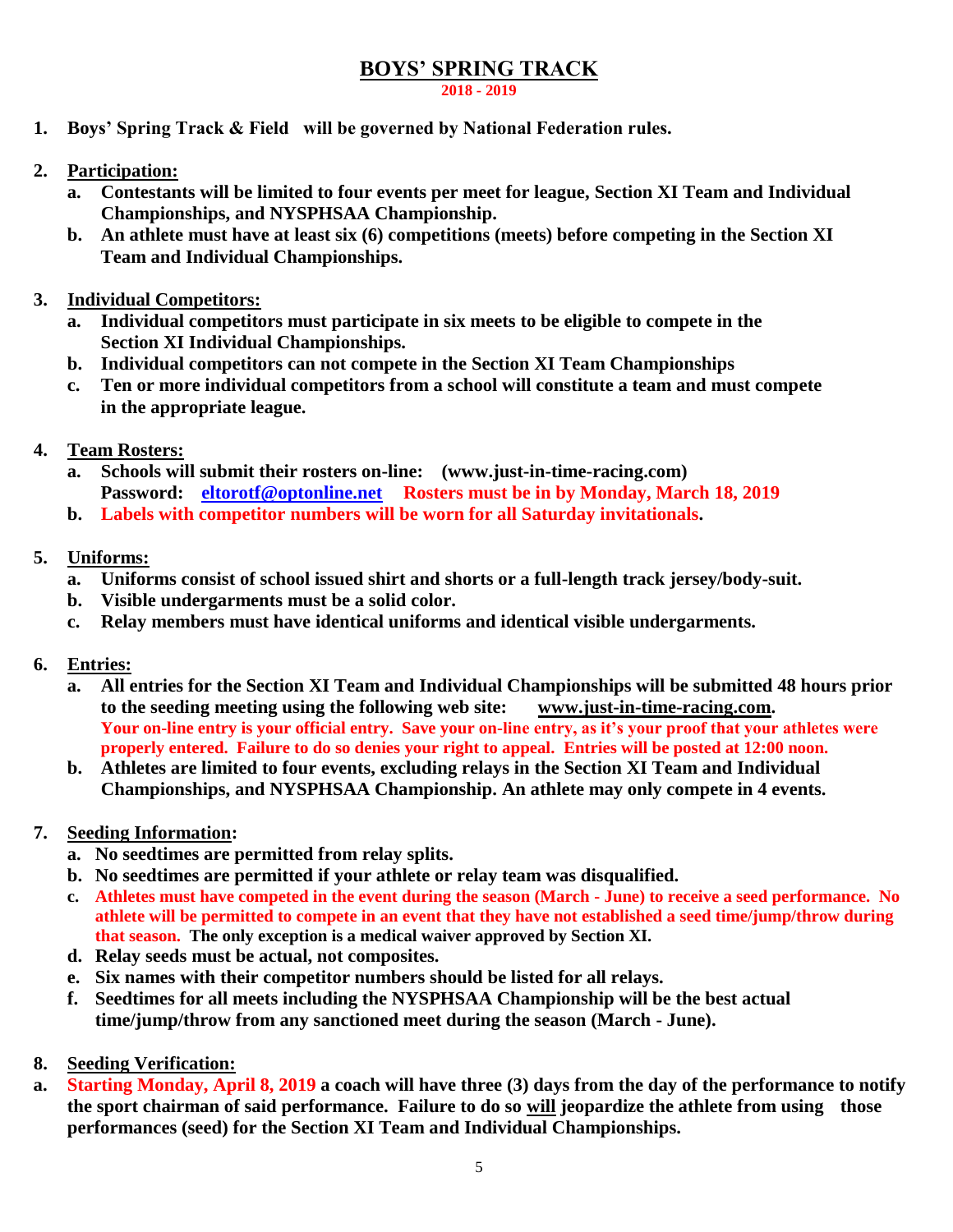# BOYS' SPRING TRACK

**2018 - 2019**

1. **Boys' Spring Track & Field will be governed by National Federation rules.**

2. **Participation:**
   a. **Contestants will be limited to four events per meet for league, Section XI Team and Individual Championships, and NYSPHSAA Championship.**
   b. **An athlete must have at least six (6) competitions (meets) before competing in the Section XI Team and Individual Championships.**

3. **Individual Competitors:**
   a. **Individual competitors must participate in six meets to be eligible to compete in the Section XI Individual Championships.**
   b. **Individual competitors can not compete in the Section XI Team Championships**
   c. **Ten or more individual competitors from a school will constitute a team and must compete in the appropriate league.**

4. **Team Rosters:**
   a. **Schools will submit their rosters on-line: (www.just-in-time-racing.com) Password: eltorotf@optonline.net Rosters must be in by Monday, March 18, 2019**
   b. **Labels with competitor numbers will be worn for all Saturday invitationals.**

5. **Uniforms:**
   a. **Uniforms consist of school issued shirt and shorts or a full-length track jersey/body-suit.**
   b. **Visible undergarments must be a solid color.**
   c. **Relay members must have identical uniforms and identical visible undergarments.**

6. **Entries:**
   a. **All entries for the Section XI Team and Individual Championships will be submitted 48 hours prior to the seeding meeting using the following web site: www.just-in-time-racing.com.** **Your on-line entry is your official entry. Save your on-line entry, as it's your proof that your athletes were properly entered. Failure to do so denies your right to appeal. Entries will be posted at 12:00 noon.**
   b. **Athletes are limited to four events, excluding relays in the Section XI Team and Individual Championships, and NYSPHSAA Championship. An athlete may only compete in 4 events.**

7. **Seeding Information:**
   a. **No seedtimes are permitted from relay splits.**
   b. **No seedtimes are permitted if your athlete or relay team was disqualified.**
   c. **Athletes must have competed in the event during the season (March - June) to receive a seed performance. No athlete will be permitted to compete in an event that they have not established a seed time/jump/throw during that season. The only exception is a medical waiver approved by Section XI.**
   d. **Relay seeds must be actual, not composites.**
   e. **Six names with their competitor numbers should be listed for all relays.**
   f. **Seedtimes for all meets including the NYSPHSAA Championship will be the best actual time/jump/throw from any sanctioned meet during the season (March - June).**

8. **Seeding Verification:**
   a. **Starting Monday, April 8, 2019 a coach will have three (3) days from the day of the performance to notify the sport chairman of said performance. Failure to do so will jeopardize the athlete from using those performances (seed) for the Section XI Team and Individual Championships.**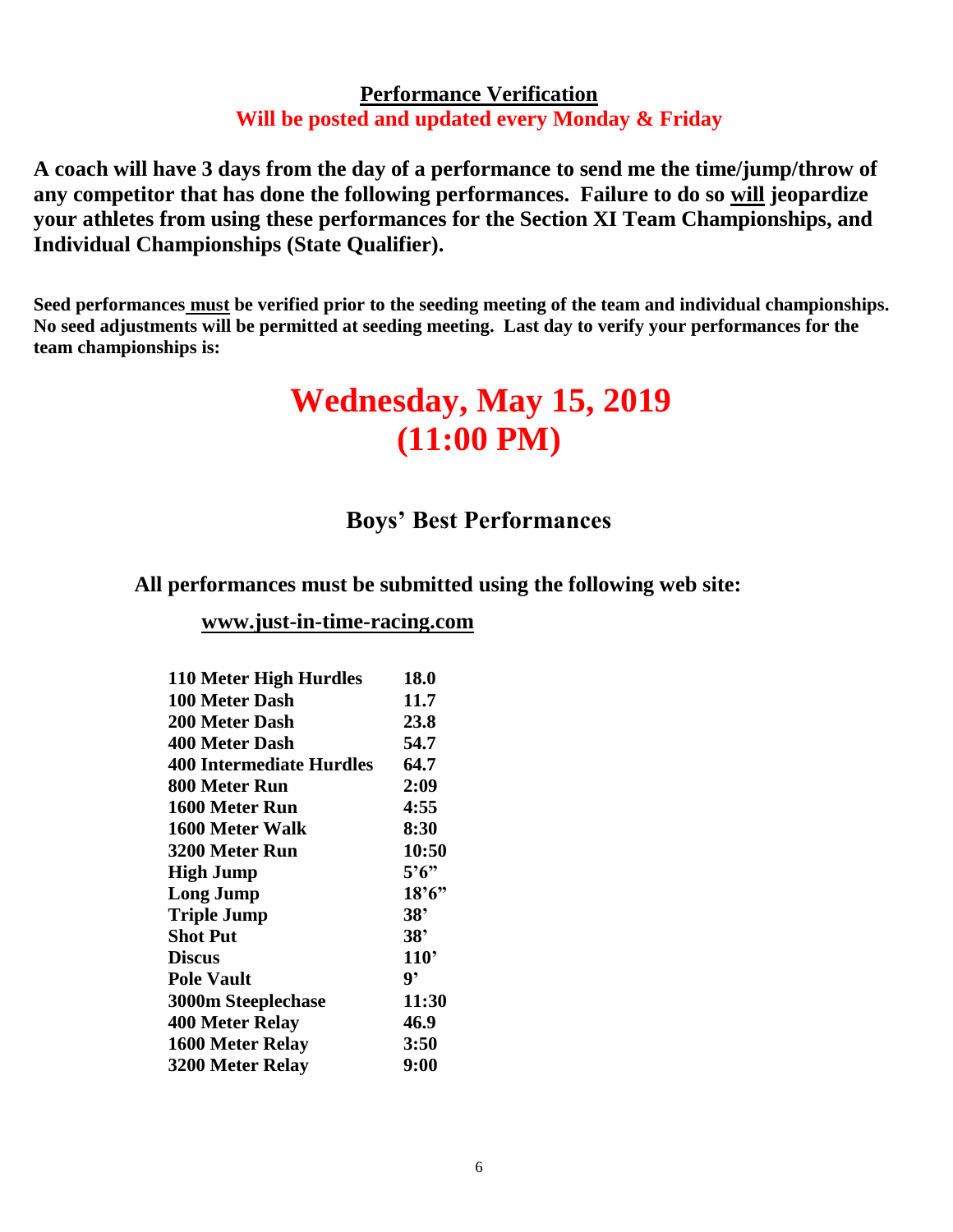## Performance Verification

**Will be posted and updated every Monday & Friday**

**A coach will have 3 days from the day of a performance to send me the time/jump/throw of any competitor that has done the following performances. Failure to do so will jeopardize your athletes from using these performances for the Section XI Team Championships, and Individual Championships (State Qualifier).**

**Seed performances must be verified prior to the seeding meeting of the team and individual championships. No seed adjustments will be permitted at seeding meeting. Last day to verify your performances for the team championships is:**

# Wednesday, May 15, 2019
# (11:00 PM)

## Boys' Best Performances

**All performances must be submitted using the following web site:**

**www.just-in-time-racing.com**

| | |
|---|---|
| **110 Meter High Hurdles** | **18.0** |
| **100 Meter Dash** | **11.7** |
| **200 Meter Dash** | **23.8** |
| **400 Meter Dash** | **54.7** |
| **400 Intermediate Hurdles** | **64.7** |
| **800 Meter Run** | **2:09** |
| **1600 Meter Run** | **4:55** |
| **1600 Meter Walk** | **8:30** |
| **3200 Meter Run** | **10:50** |
| **High Jump** | **5'6"** |
| **Long Jump** | **18'6"** |
| **Triple Jump** | **38'** |
| **Shot Put** | **38'** |
| **Discus** | **110'** |
| **Pole Vault** | **9'** |
| **3000m Steeplechase** | **11:30** |
| **400 Meter Relay** | **46.9** |
| **1600 Meter Relay** | **3:50** |
| **3200 Meter Relay** | **9:00** |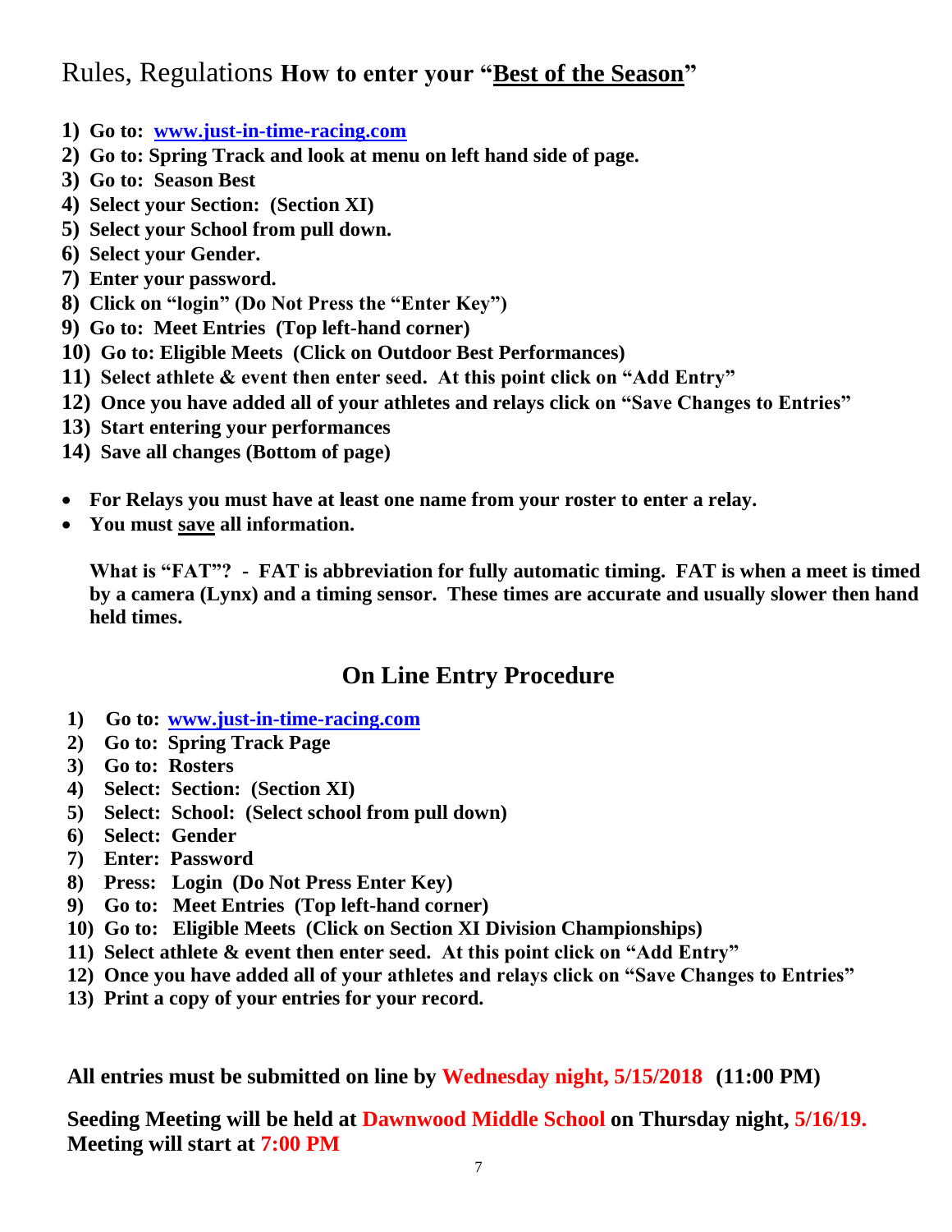# Rules, Regulations **How to enter your "Best of the Season"**

1) **Go to: www.just-in-time-racing.com**
2) **Go to: Spring Track and look at menu on left hand side of page.**
3) **Go to: Season Best**
4) **Select your Section: (Section XI)**
5) **Select your School from pull down.**
6) **Select your Gender.**
7) **Enter your password.**
8) **Click on "login" (Do Not Press the "Enter Key")**
9) **Go to: Meet Entries (Top left-hand corner)**
10) **Go to: Eligible Meets (Click on Outdoor Best Performances)**
11) **Select athlete & event then enter seed. At this point click on "Add Entry"**
12) **Once you have added all of your athletes and relays click on "Save Changes to Entries"**
13) **Start entering your performances**
14) **Save all changes (Bottom of page)**

- **For Relays you must have at least one name from your roster to enter a relay.**
- **You must save all information.**

**What is "FAT"? - FAT is abbreviation for fully automatic timing. FAT is when a meet is timed by a camera (Lynx) and a timing sensor. These times are accurate and usually slower then hand held times.**

## On Line Entry Procedure

1) **Go to: www.just-in-time-racing.com**
2) **Go to: Spring Track Page**
3) **Go to: Rosters**
4) **Select: Section: (Section XI)**
5) **Select: School: (Select school from pull down)**
6) **Select: Gender**
7) **Enter: Password**
8) **Press: Login (Do Not Press Enter Key)**
9) **Go to: Meet Entries (Top left-hand corner)**
10) **Go to: Eligible Meets (Click on Section XI Division Championships)**
11) **Select athlete & event then enter seed. At this point click on "Add Entry"**
12) **Once you have added all of your athletes and relays click on "Save Changes to Entries"**
13) **Print a copy of your entries for your record.**

**All entries must be submitted on line by Wednesday night, 5/15/2018 (11:00 PM)**

**Seeding Meeting will be held at Dawnwood Middle School on Thursday night, 5/16/19. Meeting will start at 7:00 PM**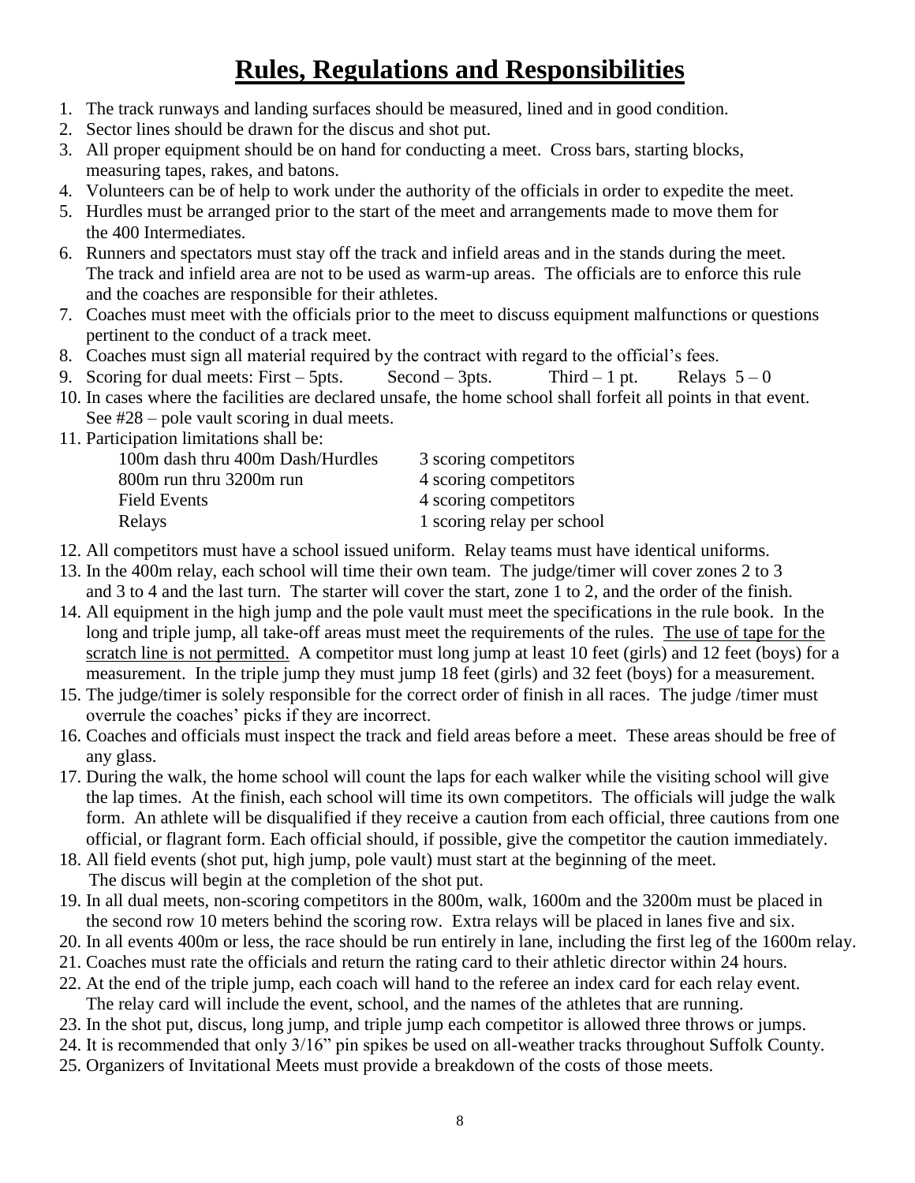# Rules, Regulations and Responsibilities

1. The track runways and landing surfaces should be measured, lined and in good condition.
2. Sector lines should be drawn for the discus and shot put.
3. All proper equipment should be on hand for conducting a meet. Cross bars, starting blocks, measuring tapes, rakes, and batons.
4. Volunteers can be of help to work under the authority of the officials in order to expedite the meet.
5. Hurdles must be arranged prior to the start of the meet and arrangements made to move them for the 400 Intermediates.
6. Runners and spectators must stay off the track and infield areas and in the stands during the meet. The track and infield area are not to be used as warm-up areas. The officials are to enforce this rule and the coaches are responsible for their athletes.
7. Coaches must meet with the officials prior to the meet to discuss equipment malfunctions or questions pertinent to the conduct of a track meet.
8. Coaches must sign all material required by the contract with regard to the official's fees.
9. Scoring for dual meets: First – 5pts. Second – 3pts. Third – 1 pt. Relays 5 – 0
10. In cases where the facilities are declared unsafe, the home school shall forfeit all points in that event. See #28 – pole vault scoring in dual meets.
11. Participation limitations shall be:

| | |
|---|---|
| 100m dash thru 400m Dash/Hurdles | 3 scoring competitors |
| 800m run thru 3200m run | 4 scoring competitors |
| Field Events | 4 scoring competitors |
| Relays | 1 scoring relay per school |

12. All competitors must have a school issued uniform. Relay teams must have identical uniforms.
13. In the 400m relay, each school will time their own team. The judge/timer will cover zones 2 to 3 and 3 to 4 and the last turn. The starter will cover the start, zone 1 to 2, and the order of the finish.
14. All equipment in the high jump and the pole vault must meet the specifications in the rule book. In the long and triple jump, all take-off areas must meet the requirements of the rules. <u>The use of tape for the scratch line is not permitted.</u> A competitor must long jump at least 10 feet (girls) and 12 feet (boys) for a measurement. In the triple jump they must jump 18 feet (girls) and 32 feet (boys) for a measurement.
15. The judge/timer is solely responsible for the correct order of finish in all races. The judge /timer must overrule the coaches' picks if they are incorrect.
16. Coaches and officials must inspect the track and field areas before a meet. These areas should be free of any glass.
17. During the walk, the home school will count the laps for each walker while the visiting school will give the lap times. At the finish, each school will time its own competitors. The officials will judge the walk form. An athlete will be disqualified if they receive a caution from each official, three cautions from one official, or flagrant form. Each official should, if possible, give the competitor the caution immediately.
18. All field events (shot put, high jump, pole vault) must start at the beginning of the meet. The discus will begin at the completion of the shot put.
19. In all dual meets, non-scoring competitors in the 800m, walk, 1600m and the 3200m must be placed in the second row 10 meters behind the scoring row. Extra relays will be placed in lanes five and six.
20. In all events 400m or less, the race should be run entirely in lane, including the first leg of the 1600m relay.
21. Coaches must rate the officials and return the rating card to their athletic director within 24 hours.
22. At the end of the triple jump, each coach will hand to the referee an index card for each relay event. The relay card will include the event, school, and the names of the athletes that are running.
23. In the shot put, discus, long jump, and triple jump each competitor is allowed three throws or jumps.
24. It is recommended that only 3/16" pin spikes be used on all-weather tracks throughout Suffolk County.
25. Organizers of Invitational Meets must provide a breakdown of the costs of those meets.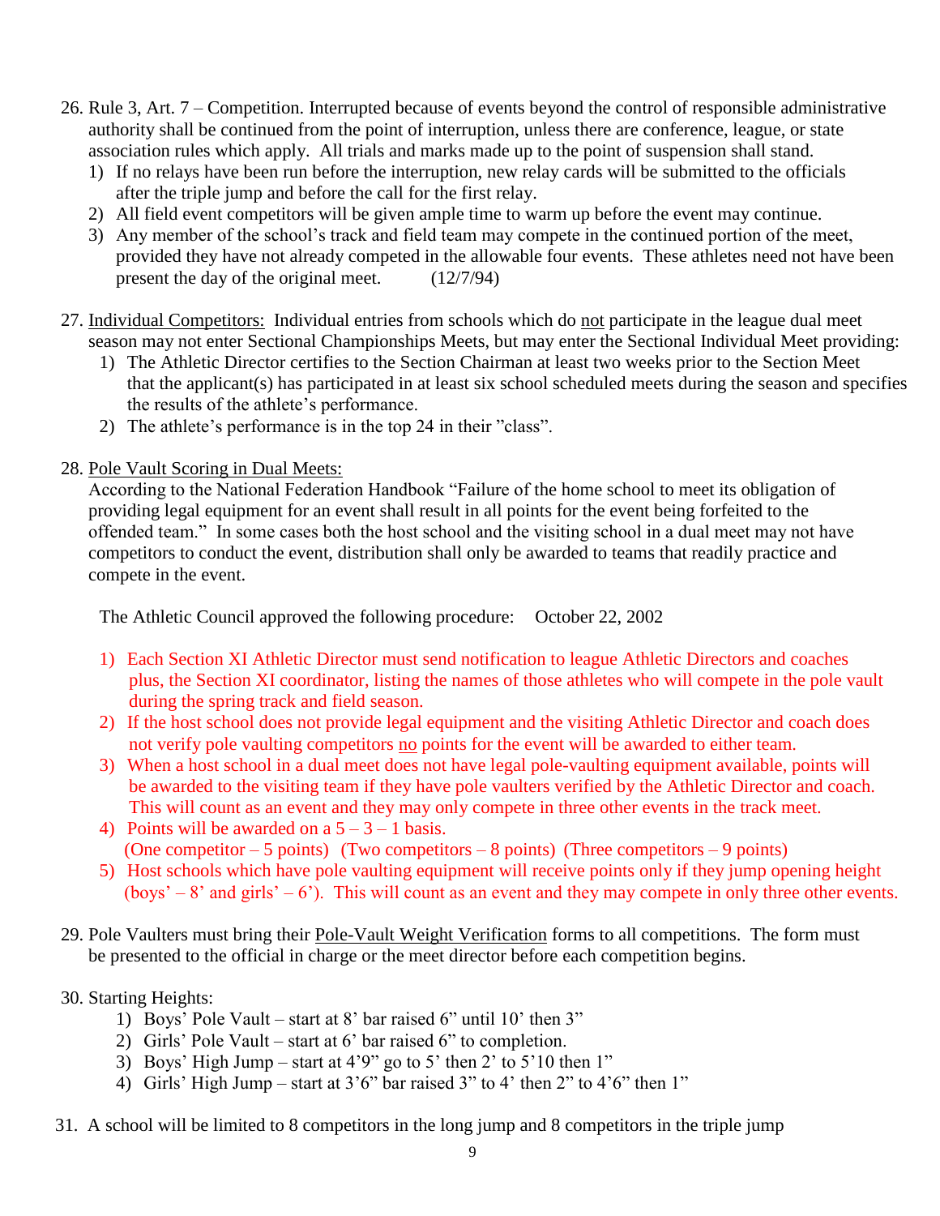26. Rule 3, Art. 7 – Competition. Interrupted because of events beyond the control of responsible administrative authority shall be continued from the point of interruption, unless there are conference, league, or state association rules which apply. All trials and marks made up to the point of suspension shall stand.
    1) If no relays have been run before the interruption, new relay cards will be submitted to the officials after the triple jump and before the call for the first relay.
    2) All field event competitors will be given ample time to warm up before the event may continue.
    3) Any member of the school's track and field team may compete in the continued portion of the meet, provided they have not already competed in the allowable four events. These athletes need not have been present the day of the original meet. (12/7/94)

27. Individual Competitors: Individual entries from schools which do not participate in the league dual meet season may not enter Sectional Championships Meets, but may enter the Sectional Individual Meet providing:
    1) The Athletic Director certifies to the Section Chairman at least two weeks prior to the Section Meet that the applicant(s) has participated in at least six school scheduled meets during the season and specifies the results of the athlete's performance.
    2) The athlete's performance is in the top 24 in their "class".

28. Pole Vault Scoring in Dual Meets:
    According to the National Federation Handbook "Failure of the home school to meet its obligation of providing legal equipment for an event shall result in all points for the event being forfeited to the offended team." In some cases both the host school and the visiting school in a dual meet may not have competitors to conduct the event, distribution shall only be awarded to teams that readily practice and compete in the event.

    The Athletic Council approved the following procedure: October 22, 2002

    1) Each Section XI Athletic Director must send notification to league Athletic Directors and coaches plus, the Section XI coordinator, listing the names of those athletes who will compete in the pole vault during the spring track and field season.
    2) If the host school does not provide legal equipment and the visiting Athletic Director and coach does not verify pole vaulting competitors no points for the event will be awarded to either team.
    3) When a host school in a dual meet does not have legal pole-vaulting equipment available, points will be awarded to the visiting team if they have pole vaulters verified by the Athletic Director and coach. This will count as an event and they may only compete in three other events in the track meet.
    4) Points will be awarded on a 5 – 3 – 1 basis.
       (One competitor – 5 points) (Two competitors – 8 points) (Three competitors – 9 points)
    5) Host schools which have pole vaulting equipment will receive points only if they jump opening height (boys' – 8' and girls' – 6'). This will count as an event and they may compete in only three other events.

29. Pole Vaulters must bring their Pole-Vault Weight Verification forms to all competitions. The form must be presented to the official in charge or the meet director before each competition begins.

30. Starting Heights:
    1) Boys' Pole Vault – start at 8' bar raised 6" until 10' then 3"
    2) Girls' Pole Vault – start at 6' bar raised 6" to completion.
    3) Boys' High Jump – start at 4'9" go to 5' then 2' to 5'10 then 1"
    4) Girls' High Jump – start at 3'6" bar raised 3" to 4' then 2" to 4'6" then 1"

31. A school will be limited to 8 competitors in the long jump and 8 competitors in the triple jump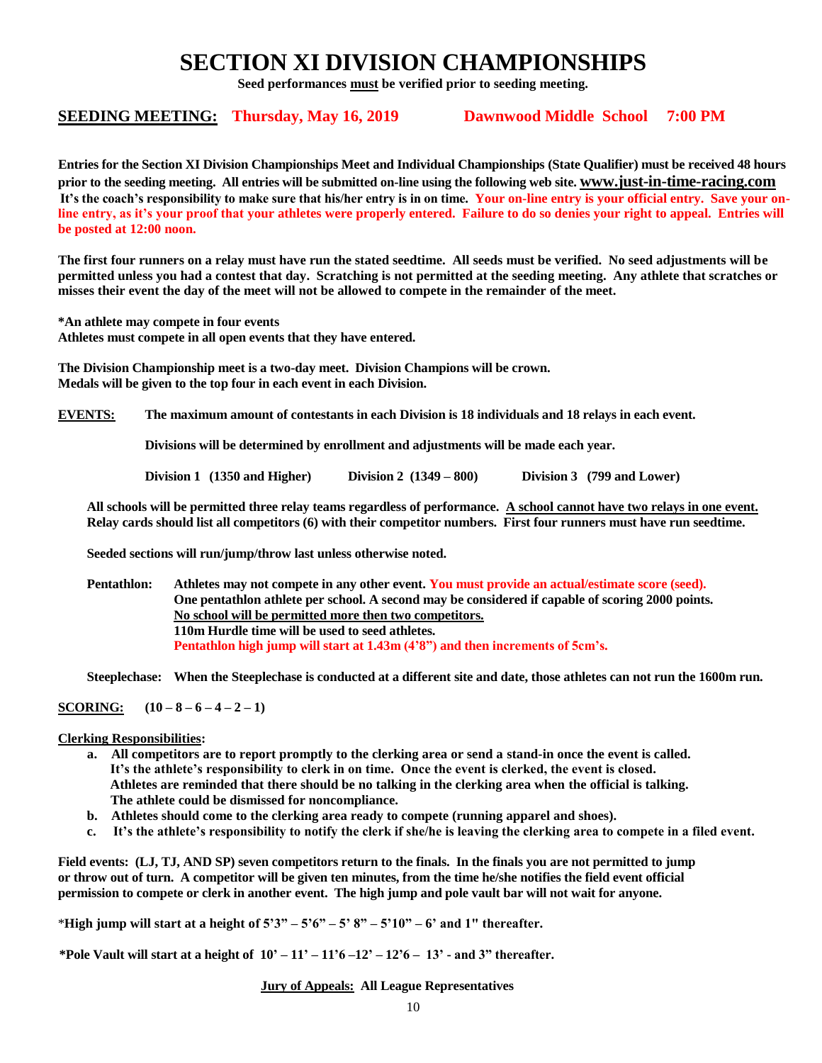# SECTION XI DIVISION CHAMPIONSHIPS

**Seed performances must be verified prior to seeding meeting.**

**SEEDING MEETING: Thursday, May 16, 2019 Dawnwood Middle School 7:00 PM**

**Entries for the Section XI Division Championships Meet and Individual Championships (State Qualifier) must be received 48 hours prior to the seeding meeting. All entries will be submitted on-line using the following web site. www.just-in-time-racing.com It's the coach's responsibility to make sure that his/her entry is in on time. Your on-line entry is your official entry. Save your on-line entry, as it's your proof that your athletes were properly entered. Failure to do so denies your right to appeal. Entries will be posted at 12:00 noon.**

**The first four runners on a relay must have run the stated seedtime. All seeds must be verified. No seed adjustments will be permitted unless you had a contest that day. Scratching is not permitted at the seeding meeting. Any athlete that scratches or misses their event the day of the meet will not be allowed to compete in the remainder of the meet.**

**\*An athlete may compete in four events**
**Athletes must compete in all open events that they have entered.**

**The Division Championship meet is a two-day meet. Division Champions will be crown.**
**Medals will be given to the top four in each event in each Division.**

**EVENTS:** **The maximum amount of contestants in each Division is 18 individuals and 18 relays in each event.**

**Divisions will be determined by enrollment and adjustments will be made each year.**

**Division 1 (1350 and Higher) Division 2 (1349 – 800) Division 3 (799 and Lower)**

**All schools will be permitted three relay teams regardless of performance. A school cannot have two relays in one event. Relay cards should list all competitors (6) with their competitor numbers. First four runners must have run seedtime.**

**Seeded sections will run/jump/throw last unless otherwise noted.**

**Pentathlon:** **Athletes may not compete in any other event. You must provide an actual/estimate score (seed). One pentathlon athlete per school. A second may be considered if capable of scoring 2000 points. No school will be permitted more then two competitors. 110m Hurdle time will be used to seed athletes. Pentathlon high jump will start at 1.43m (4'8") and then increments of 5cm's.**

**Steeplechase:** **When the Steeplechase is conducted at a different site and date, those athletes can not run the 1600m run.**

**SCORING:** **(10 – 8 – 6 – 4 – 2 – 1)**

**Clerking Responsibilities:**

a. **All competitors are to report promptly to the clerking area or send a stand-in once the event is called. It's the athlete's responsibility to clerk in on time. Once the event is clerked, the event is closed. Athletes are reminded that there should be no talking in the clerking area when the official is talking. The athlete could be dismissed for noncompliance.**
b. **Athletes should come to the clerking area ready to compete (running apparel and shoes).**
c. **It's the athlete's responsibility to notify the clerk if she/he is leaving the clerking area to compete in a filed event.**

**Field events: (LJ, TJ, AND SP) seven competitors return to the finals. In the finals you are not permitted to jump or throw out of turn. A competitor will be given ten minutes, from the time he/she notifies the field event official permission to compete or clerk in another event. The high jump and pole vault bar will not wait for anyone.**

**\*High jump will start at a height of 5'3" – 5'6" – 5' 8" – 5'10" – 6' and 1" thereafter.**

**\*Pole Vault will start at a height of 10' – 11' – 11'6 –12' – 12'6 – 13' - and 3" thereafter.**

**Jury of Appeals: All League Representatives**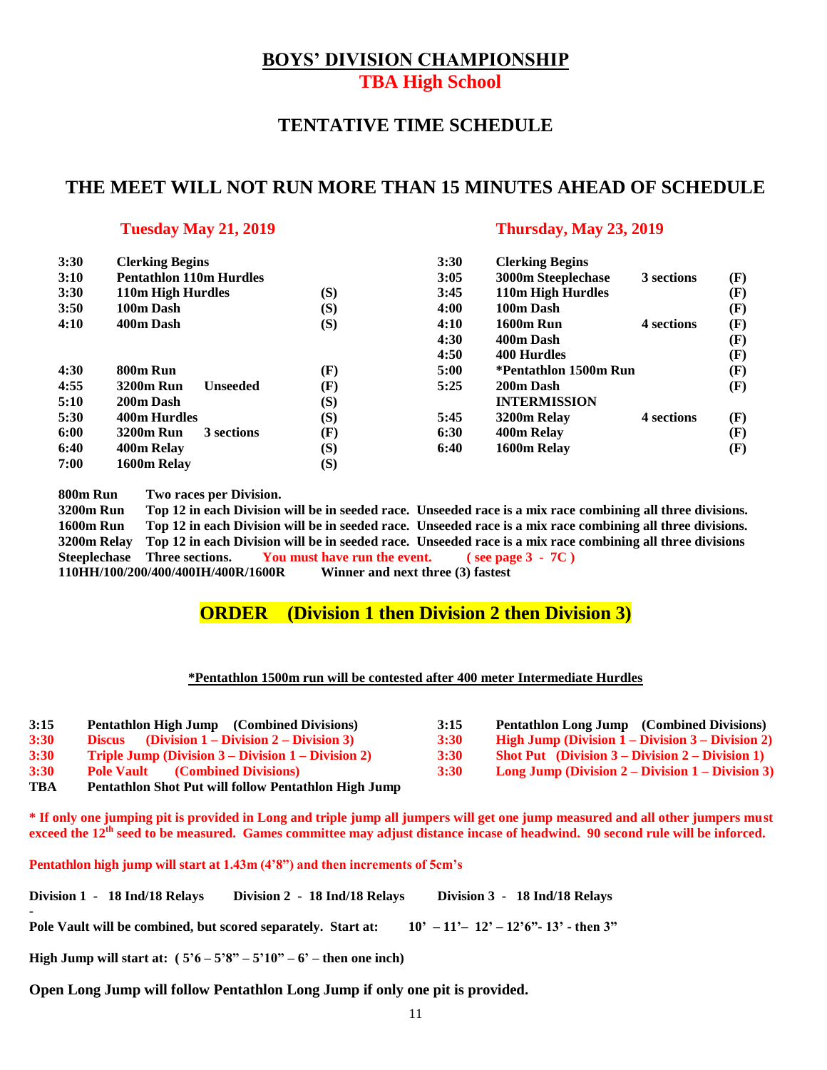# BOYS' DIVISION CHAMPIONSHIP

## TBA High School

## TENTATIVE TIME SCHEDULE

## THE MEET WILL NOT RUN MORE THAN 15 MINUTES AHEAD OF SCHEDULE

**Tuesday May 21, 2019**

| | | | |
|---|---|---|---|
| 3:30 | Clerking Begins | | |
| 3:10 | Pentathlon 110m Hurdles | | |
| 3:30 | 110m High Hurdles | | (S) |
| 3:50 | 100m Dash | | (S) |
| 4:10 | 400m Dash | | (S) |
| 4:30 | 800m Run | | (F) |
| 4:55 | 3200m Run | Unseeded | (F) |
| 5:10 | 200m Dash | | (S) |
| 5:30 | 400m Hurdles | | (S) |
| 6:00 | 3200m Run | 3 sections | (F) |
| 6:40 | 400m Relay | | (S) |
| 7:00 | 1600m Relay | | (S) |

**Thursday, May 23, 2019**

| | | | |
|---|---|---|---|
| 3:30 | Clerking Begins | | |
| 3:05 | 3000m Steeplechase | 3 sections | (F) |
| 3:45 | 110m High Hurdles | | (F) |
| 4:00 | 100m Dash | | (F) |
| 4:10 | 1600m Run | 4 sections | (F) |
| 4:30 | 400m Dash | | (F) |
| 4:50 | 400 Hurdles | | (F) |
| 5:00 | *Pentathlon 1500m Run | | (F) |
| 5:25 | 200m Dash | | (F) |
| | INTERMISSION | | |
| 5:45 | 3200m Relay | 4 sections | (F) |
| 6:30 | 400m Relay | | (F) |
| 6:40 | 1600m Relay | | (F) |

**800m Run** Two races per Division.
**3200m Run** Top 12 in each Division will be in seeded race. Unseeded race is a mix race combining all three divisions.
**1600m Run** Top 12 in each Division will be in seeded race. Unseeded race is a mix race combining all three divisions.
**3200m Relay** Top 12 in each Division will be in seeded race. Unseeded race is a mix race combining all three divisions
**Steeplechase** Three sections. You must have run the event. ( see page 3 - 7C )
**110HH/100/200/400/400IH/400R/1600R** Winner and next three (3) fastest

## ORDER (Division 1 then Division 2 then Division 3)

***Pentathlon 1500m run will be contested after 400 meter Intermediate Hurdles**

| | |
|---|---|
| 3:15 | Pentathlon High Jump (Combined Divisions) |
| 3:30 | Discus (Division 1 – Division 2 – Division 3) |
| 3:30 | Triple Jump (Division 3 – Division 1 – Division 2) |
| 3:30 | Pole Vault (Combined Divisions) |
| TBA | Pentathlon Shot Put will follow Pentathlon High Jump |
| 3:15 | Pentathlon Long Jump (Combined Divisions) |
| 3:30 | High Jump (Division 1 – Division 3 – Division 2) |
| 3:30 | Shot Put (Division 3 – Division 2 – Division 1) |
| 3:30 | Long Jump (Division 2 – Division 1 – Division 3) |

**\* If only one jumping pit is provided in Long and triple jump all jumpers will get one jump measured and all other jumpers must exceed the 12th seed to be measured. Games committee may adjust distance incase of headwind. 90 second rule will be inforced.**

**Pentathlon high jump will start at 1.43m (4'8") and then increments of 5cm's**

**Division 1 - 18 Ind/18 Relays     Division 2 - 18 Ind/18 Relays     Division 3 - 18 Ind/18 Relays**

-

**Pole Vault will be combined, but scored separately. Start at: 10' – 11'– 12' – 12'6"- 13' - then 3"**

**High Jump will start at: ( 5'6 – 5'8" – 5'10" – 6' – then one inch)**

**Open Long Jump will follow Pentathlon Long Jump if only one pit is provided.**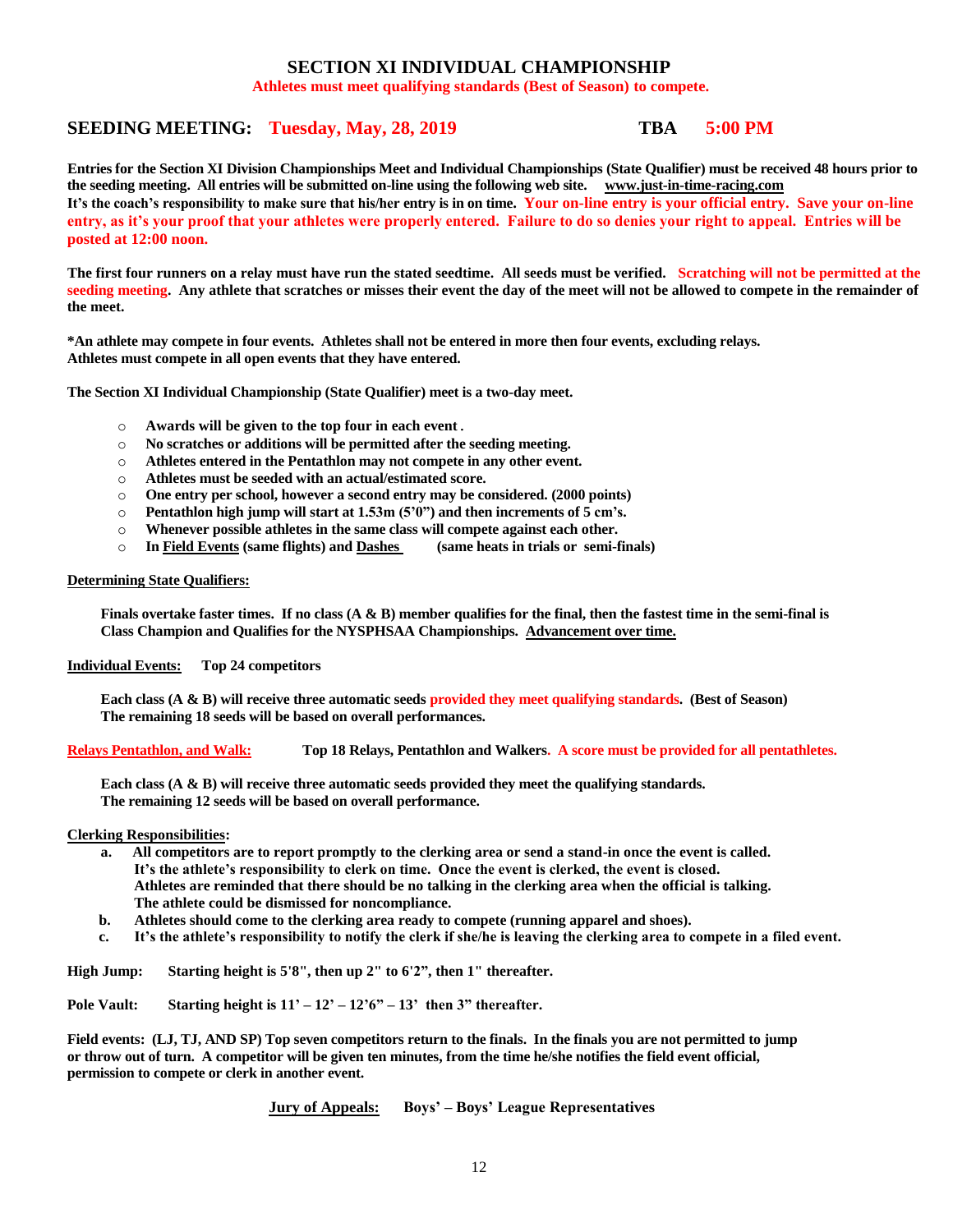# SECTION XI INDIVIDUAL CHAMPIONSHIP

**Athletes must meet qualifying standards (Best of Season) to compete.**

## SEEDING MEETING: Tuesday, May, 28, 2019 TBA 5:00 PM

**Entries for the Section XI Division Championships Meet and Individual Championships (State Qualifier) must be received 48 hours prior to the seeding meeting. All entries will be submitted on-line using the following web site. www.just-in-time-racing.com**
**It's the coach's responsibility to make sure that his/her entry is in on time. Your on-line entry is your official entry. Save your on-line entry, as it's your proof that your athletes were properly entered. Failure to do so denies your right to appeal. Entries will be posted at 12:00 noon.**

**The first four runners on a relay must have run the stated seedtime. All seeds must be verified. Scratching will not be permitted at the seeding meeting. Any athlete that scratches or misses their event the day of the meet will not be allowed to compete in the remainder of the meet.**

**\*An athlete may compete in four events. Athletes shall not be entered in more then four events, excluding relays.**
**Athletes must compete in all open events that they have entered.**

**The Section XI Individual Championship (State Qualifier) meet is a two-day meet.**

- **Awards will be given to the top four in each event .**
- **No scratches or additions will be permitted after the seeding meeting.**
- **Athletes entered in the Pentathlon may not compete in any other event.**
- **Athletes must be seeded with an actual/estimated score.**
- **One entry per school, however a second entry may be considered. (2000 points)**
- **Pentathlon high jump will start at 1.53m (5'0") and then increments of 5 cm's.**
- **Whenever possible athletes in the same class will compete against each other.**
- **In Field Events (same flights) and Dashes (same heats in trials or semi-finals)**

**Determining State Qualifiers:**

**Finals overtake faster times. If no class (A & B) member qualifies for the final, then the fastest time in the semi-final is Class Champion and Qualifies for the NYSPHSAA Championships. Advancement over time.**

**Individual Events:** **Top 24 competitors**

**Each class (A & B) will receive three automatic seeds provided they meet qualifying standards. (Best of Season)**
**The remaining 18 seeds will be based on overall performances.**

**Relays Pentathlon, and Walk:** **Top 18 Relays, Pentathlon and Walkers. A score must be provided for all pentathletes.**

**Each class (A & B) will receive three automatic seeds provided they meet the qualifying standards.**
**The remaining 12 seeds will be based on overall performance.**

**Clerking Responsibilities:**

a. **All competitors are to report promptly to the clerking area or send a stand-in once the event is called. It's the athlete's responsibility to clerk on time. Once the event is clerked, the event is closed. Athletes are reminded that there should be no talking in the clerking area when the official is talking. The athlete could be dismissed for noncompliance.**
b. **Athletes should come to the clerking area ready to compete (running apparel and shoes).**
c. **It's the athlete's responsibility to notify the clerk if she/he is leaving the clerking area to compete in a filed event.**

**High Jump:** **Starting height is 5'8", then up 2" to 6'2", then 1" thereafter.**

**Pole Vault:** **Starting height is 11' – 12' – 12'6" – 13' then 3" thereafter.**

**Field events: (LJ, TJ, AND SP) Top seven competitors return to the finals. In the finals you are not permitted to jump or throw out of turn. A competitor will be given ten minutes, from the time he/she notifies the field event official, permission to compete or clerk in another event.**

**Jury of Appeals:** **Boys' – Boys' League Representatives**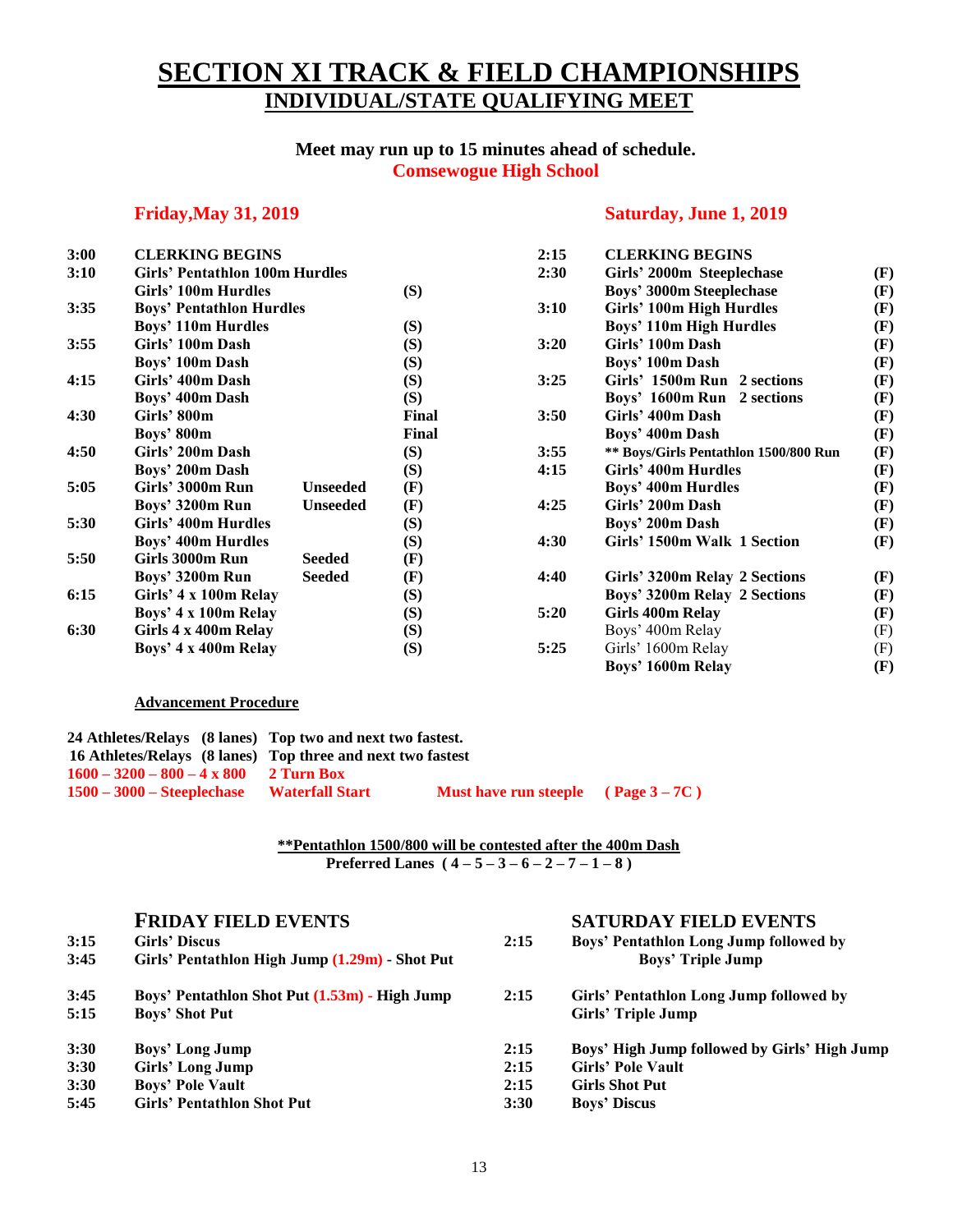# SECTION XI TRACK & FIELD CHAMPIONSHIPS

## INDIVIDUAL/STATE QUALIFYING MEET

**Meet may run up to 15 minutes ahead of schedule.**

**Comsewogue High School**

### Friday,May 31, 2019

| Time | Event | | |
|---|---|---|---|
| 3:00 | CLERKING BEGINS | | |
| 3:10 | Girls' Pentathlon 100m Hurdles | | |
| | Girls' 100m Hurdles | | (S) |
| 3:35 | Boys' Pentathlon Hurdles | | |
| | Boys' 110m Hurdles | | (S) |
| 3:55 | Girls' 100m Dash | | (S) |
| | Boys' 100m Dash | | (S) |
| 4:15 | Girls' 400m Dash | | (S) |
| | Boys' 400m Dash | | (S) |
| 4:30 | Girls' 800m | | Final |
| | Boys' 800m | | Final |
| 4:50 | Girls' 200m Dash | | (S) |
| | Boys' 200m Dash | | (S) |
| 5:05 | Girls' 3000m Run | Unseeded | (F) |
| | Boys' 3200m Run | Unseeded | (F) |
| 5:30 | Girls' 400m Hurdles | | (S) |
| | Boys' 400m Hurdles | | (S) |
| 5:50 | Girls 3000m Run | Seeded | (F) |
| | Boys' 3200m Run | Seeded | (F) |
| 6:15 | Girls' 4 x 100m Relay | | (S) |
| | Boys' 4 x 100m Relay | | (S) |
| 6:30 | Girls 4 x 400m Relay | | (S) |
| | Boys' 4 x 400m Relay | | (S) |

### Saturday, June 1, 2019

| Time | Event | |
|---|---|---|
| 2:15 | CLERKING BEGINS | |
| 2:30 | Girls' 2000m Steeplechase | (F) |
| | Boys' 3000m Steeplechase | (F) |
| 3:10 | Girls' 100m High Hurdles | (F) |
| | Boys' 110m High Hurdles | (F) |
| 3:20 | Girls' 100m Dash | (F) |
| | Boys' 100m Dash | (F) |
| 3:25 | Girls' 1500m Run 2 sections | (F) |
| | Boys' 1600m Run 2 sections | (F) |
| 3:50 | Girls' 400m Dash | (F) |
| | Boys' 400m Dash | (F) |
| 3:55 | ** Boys/Girls Pentathlon 1500/800 Run | (F) |
| 4:15 | Girls' 400m Hurdles | (F) |
| | Boys' 400m Hurdles | (F) |
| 4:25 | Girls' 200m Dash | (F) |
| | Boys' 200m Dash | (F) |
| 4:30 | Girls' 1500m Walk 1 Section | (F) |
| 4:40 | Girls' 3200m Relay 2 Sections | (F) |
| | Boys' 3200m Relay 2 Sections | (F) |
| 5:20 | Girls 400m Relay | (F) |
| | Boys' 400m Relay | (F) |
| 5:25 | Girls' 1600m Relay | (F) |
| | Boys' 1600m Relay | (F) |

**Advancement Procedure**

**24 Athletes/Relays (8 lanes) Top two and next two fastest.**
**16 Athletes/Relays (8 lanes) Top three and next two fastest**
**1600 – 3200 – 800 – 4 x 800 2 Turn Box**
**1500 – 3000 – Steeplechase Waterfall Start Must have run steeple ( Page 3 – 7C )**

**\*\*Pentathlon 1500/800 will be contested after the 400m Dash**
**Preferred Lanes ( 4 – 5 – 3 – 6 – 2 – 7 – 1 – 8 )**

### FRIDAY FIELD EVENTS

| Time | Event |
|---|---|
| 3:15 | Girls' Discus |
| 3:45 | Girls' Pentathlon High Jump (1.29m) - Shot Put |
| 3:45 | Boys' Pentathlon Shot Put (1.53m) - High Jump |
| 5:15 | Boys' Shot Put |
| 3:30 | Boys' Long Jump |
| 3:30 | Girls' Long Jump |
| 3:30 | Boys' Pole Vault |
| 5:45 | Girls' Pentathlon Shot Put |

### SATURDAY FIELD EVENTS

| Time | Event |
|---|---|
| 2:15 | Boys' Pentathlon Long Jump followed by Boys' Triple Jump |
| 2:15 | Girls' Pentathlon Long Jump followed by Girls' Triple Jump |
| 2:15 | Boys' High Jump followed by Girls' High Jump |
| 2:15 | Girls' Pole Vault |
| 2:15 | Girls Shot Put |
| 3:30 | Boys' Discus |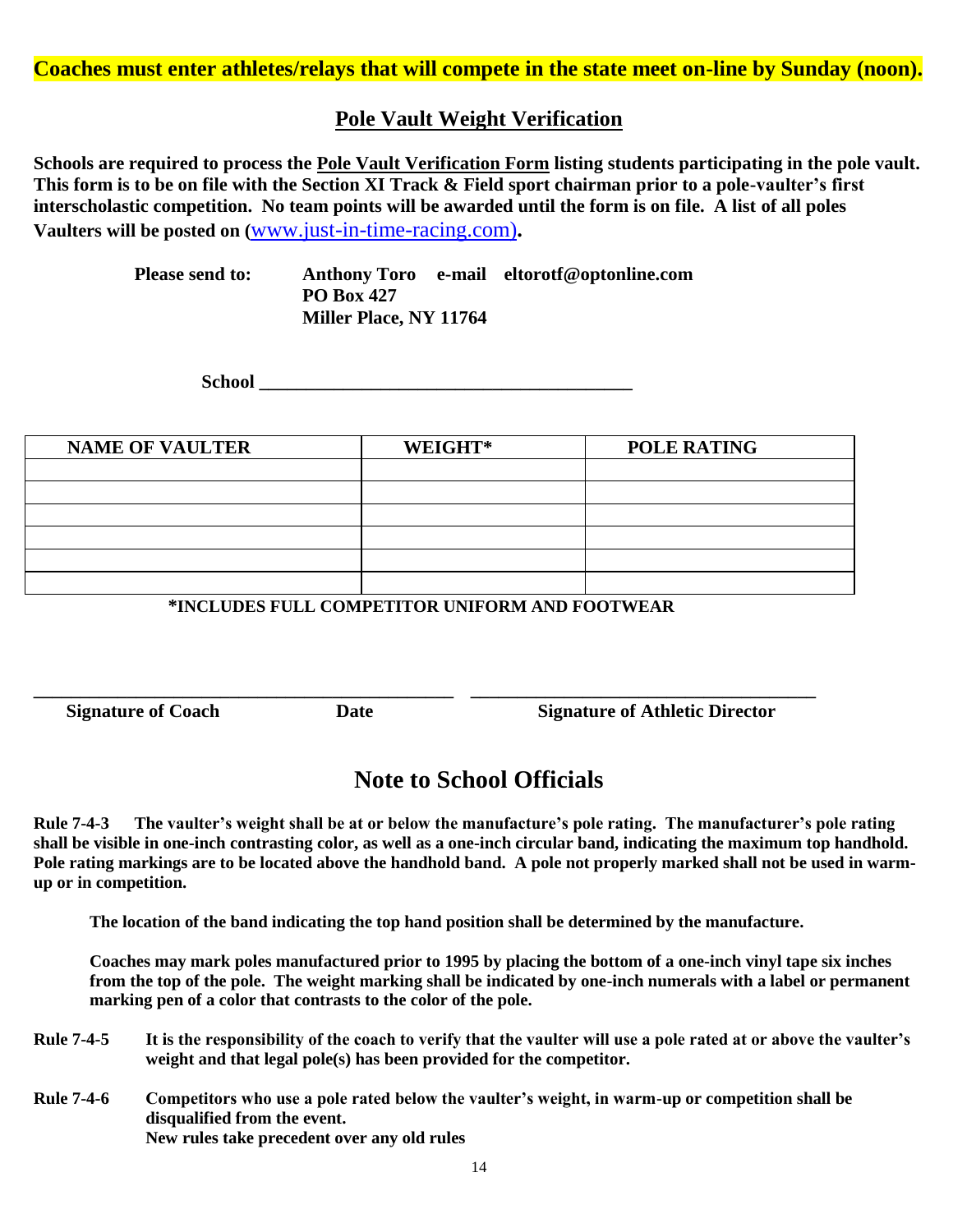**Coaches must enter athletes/relays that will compete in the state meet on-line by Sunday (noon).**

## Pole Vault Weight Verification

**Schools are required to process the Pole Vault Verification Form listing students participating in the pole vault. This form is to be on file with the Section XI Track & Field sport chairman prior to a pole-vaulter's first interscholastic competition. No team points will be awarded until the form is on file. A list of all poles Vaulters will be posted on (www.just-in-time-racing.com).**

**Please send to:** **Anthony Toro e-mail eltorotf@optonline.com**
**PO Box 427**
**Miller Place, NY 11764**

**School \_\_\_\_\_\_\_\_\_\_\_\_\_\_\_\_\_\_\_\_\_\_\_\_\_\_\_\_\_\_\_\_\_\_\_\_\_\_\_\_**

| NAME OF VAULTER | WEIGHT* | POLE RATING |
|---|---|---|
| | | |
| | | |
| | | |
| | | |
| | | |
| | | |

**\*INCLUDES FULL COMPETITOR UNIFORM AND FOOTWEAR**

\_\_\_\_\_\_\_\_\_\_\_\_\_\_\_\_\_\_\_\_\_\_\_\_\_\_\_\_\_\_\_\_\_\_\_\_\_\_\_\_ \_\_\_\_\_\_\_\_\_\_\_\_\_\_\_\_\_\_\_\_\_\_\_\_\_\_\_\_\_\_\_\_\_\_\_\_\_\_\_\_

**Signature of Coach** **Date** **Signature of Athletic Director**

## Note to School Officials

**Rule 7-4-3 The vaulter's weight shall be at or below the manufacture's pole rating. The manufacturer's pole rating shall be visible in one-inch contrasting color, as well as a one-inch circular band, indicating the maximum top handhold. Pole rating markings are to be located above the handhold band. A pole not properly marked shall not be used in warm-up or in competition.**

**The location of the band indicating the top hand position shall be determined by the manufacture.**

**Coaches may mark poles manufactured prior to 1995 by placing the bottom of a one-inch vinyl tape six inches from the top of the pole. The weight marking shall be indicated by one-inch numerals with a label or permanent marking pen of a color that contrasts to the color of the pole.**

**Rule 7-4-5 It is the responsibility of the coach to verify that the vaulter will use a pole rated at or above the vaulter's weight and that legal pole(s) has been provided for the competitor.**

**Rule 7-4-6 Competitors who use a pole rated below the vaulter's weight, in warm-up or competition shall be disqualified from the event.**
**New rules take precedent over any old rules**